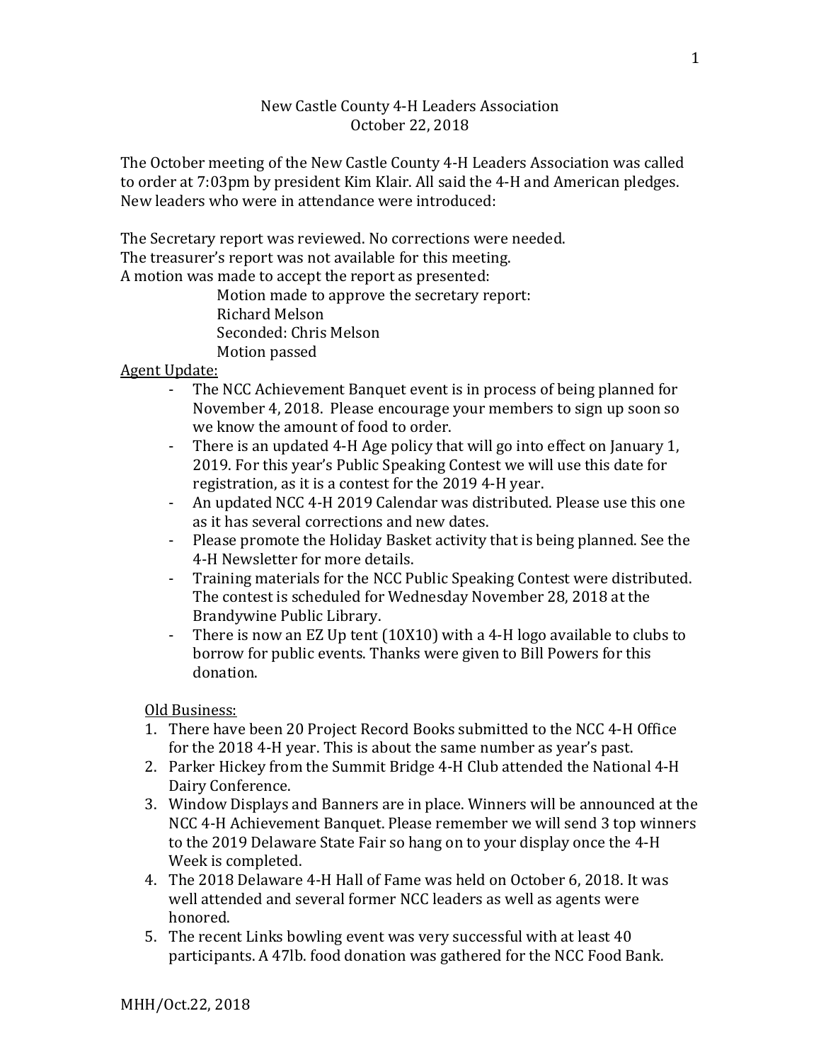New Castle County 4-H Leaders Association
October 22, 2018

The October meeting of the New Castle County 4-H Leaders Association was called to order at 7:03pm by president Kim Klair. All said the 4-H and American pledges. New leaders who were in attendance were introduced:

The Secretary report was reviewed. No corrections were needed.
The treasurer's report was not available for this meeting.
A motion was made to accept the report as presented:

> Motion made to approve the secretary report:
> Richard Melson
> Seconded: Chris Melson
> Motion passed

<u>Agent Update:</u>

- The NCC Achievement Banquet event is in process of being planned for November 4, 2018. Please encourage your members to sign up soon so we know the amount of food to order.
- There is an updated 4-H Age policy that will go into effect on January 1, 2019. For this year's Public Speaking Contest we will use this date for registration, as it is a contest for the 2019 4-H year.
- An updated NCC 4-H 2019 Calendar was distributed. Please use this one as it has several corrections and new dates.
- Please promote the Holiday Basket activity that is being planned. See the 4-H Newsletter for more details.
- Training materials for the NCC Public Speaking Contest were distributed. The contest is scheduled for Wednesday November 28, 2018 at the Brandywine Public Library.
- There is now an EZ Up tent (10X10) with a 4-H logo available to clubs to borrow for public events. Thanks were given to Bill Powers for this donation.

<u>Old Business:</u>

1. There have been 20 Project Record Books submitted to the NCC 4-H Office for the 2018 4-H year. This is about the same number as year's past.
2. Parker Hickey from the Summit Bridge 4-H Club attended the National 4-H Dairy Conference.
3. Window Displays and Banners are in place. Winners will be announced at the NCC 4-H Achievement Banquet. Please remember we will send 3 top winners to the 2019 Delaware State Fair so hang on to your display once the 4-H Week is completed.
4. The 2018 Delaware 4-H Hall of Fame was held on October 6, 2018. It was well attended and several former NCC leaders as well as agents were honored.
5. The recent Links bowling event was very successful with at least 40 participants. A 47lb. food donation was gathered for the NCC Food Bank.

MHH/Oct.22, 2018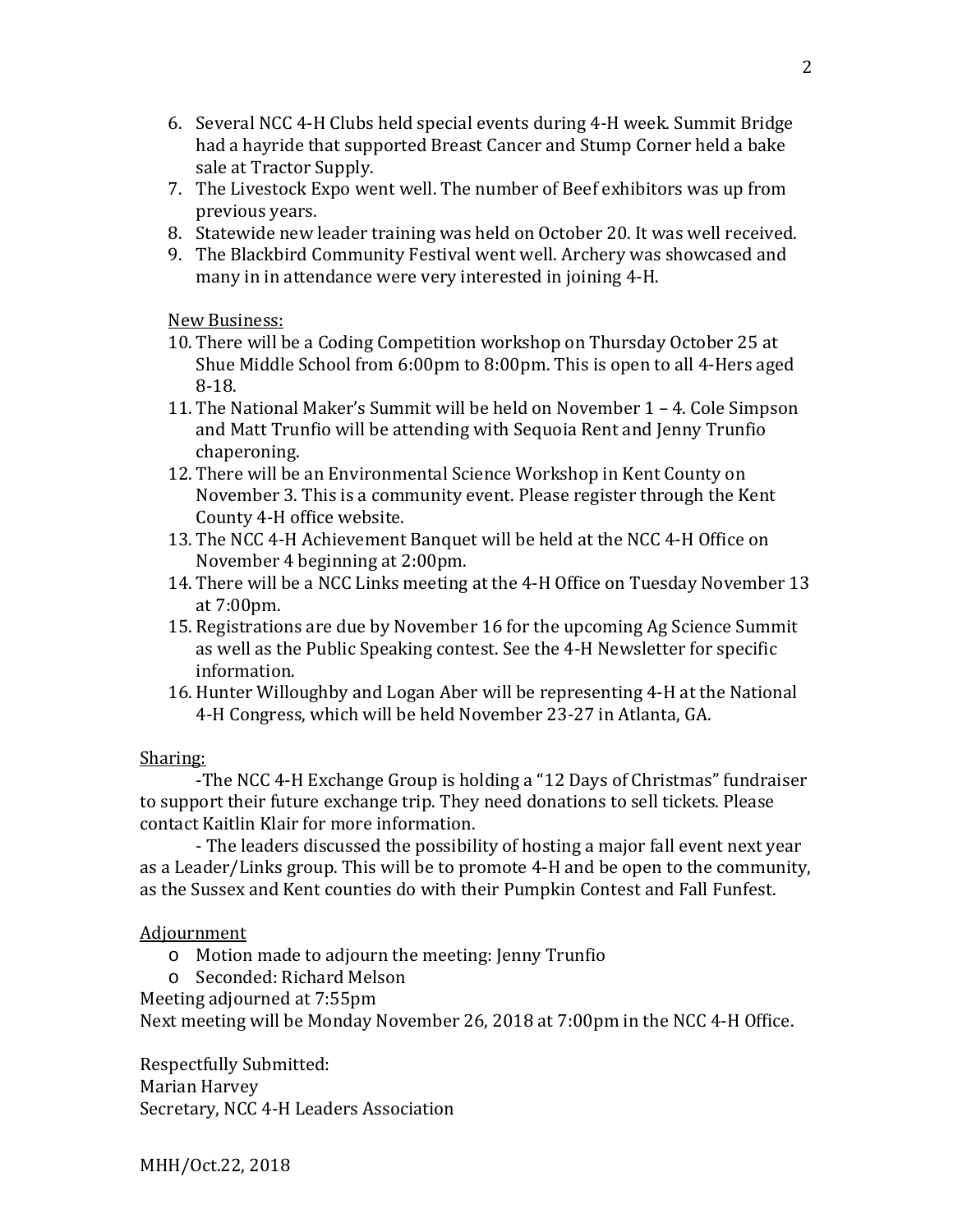6. Several NCC 4-H Clubs held special events during 4-H week. Summit Bridge had a hayride that supported Breast Cancer and Stump Corner held a bake sale at Tractor Supply.
7. The Livestock Expo went well. The number of Beef exhibitors was up from previous years.
8. Statewide new leader training was held on October 20. It was well received.
9. The Blackbird Community Festival went well. Archery was showcased and many in in attendance were very interested in joining 4-H.

New Business:

10. There will be a Coding Competition workshop on Thursday October 25 at Shue Middle School from 6:00pm to 8:00pm. This is open to all 4-Hers aged 8-18.
11. The National Maker's Summit will be held on November 1 – 4. Cole Simpson and Matt Trunfio will be attending with Sequoia Rent and Jenny Trunfio chaperoning.
12. There will be an Environmental Science Workshop in Kent County on November 3. This is a community event. Please register through the Kent County 4-H office website.
13. The NCC 4-H Achievement Banquet will be held at the NCC 4-H Office on November 4 beginning at 2:00pm.
14. There will be a NCC Links meeting at the 4-H Office on Tuesday November 13 at 7:00pm.
15. Registrations are due by November 16 for the upcoming Ag Science Summit as well as the Public Speaking contest. See the 4-H Newsletter for specific information.
16. Hunter Willoughby and Logan Aber will be representing 4-H at the National 4-H Congress, which will be held November 23-27 in Atlanta, GA.

Sharing:

-The NCC 4-H Exchange Group is holding a "12 Days of Christmas" fundraiser to support their future exchange trip. They need donations to sell tickets. Please contact Kaitlin Klair for more information.

- The leaders discussed the possibility of hosting a major fall event next year as a Leader/Links group. This will be to promote 4-H and be open to the community, as the Sussex and Kent counties do with their Pumpkin Contest and Fall Funfest.

Adjournment

- Motion made to adjourn the meeting: Jenny Trunfio
- Seconded: Richard Melson

Meeting adjourned at 7:55pm

Next meeting will be Monday November 26, 2018 at 7:00pm in the NCC 4-H Office.

Respectfully Submitted:
Marian Harvey
Secretary, NCC 4-H Leaders Association

MHH/Oct.22, 2018